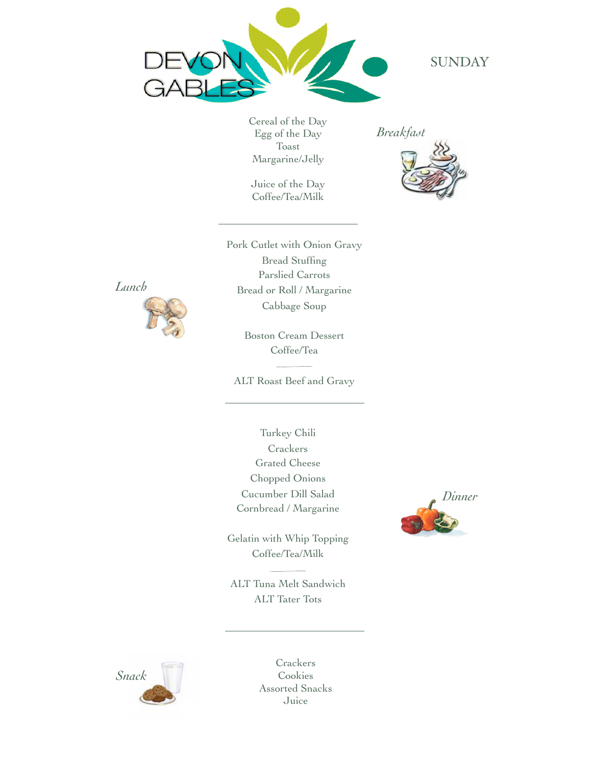# DEVON GABLES

## SUNDAY

### *Breakfast*

Cereal of the Day
Egg of the Day
Toast
Margarine/Jelly

Juice of the Day
Coffee/Tea/Milk

---

### *Lunch*

Pork Cutlet with Onion Gravy
Bread Stuffing
Parslied Carrots
Bread or Roll / Margarine
Cabbage Soup

Boston Cream Dessert
Coffee/Tea

ALT Roast Beef and Gravy

---

### *Dinner*

Turkey Chili
Crackers
Grated Cheese
Chopped Onions
Cucumber Dill Salad
Cornbread / Margarine

Gelatin with Whip Topping
Coffee/Tea/Milk

ALT Tuna Melt Sandwich
ALT Tater Tots

---

### *Snack*

Crackers
Cookies
Assorted Snacks
Juice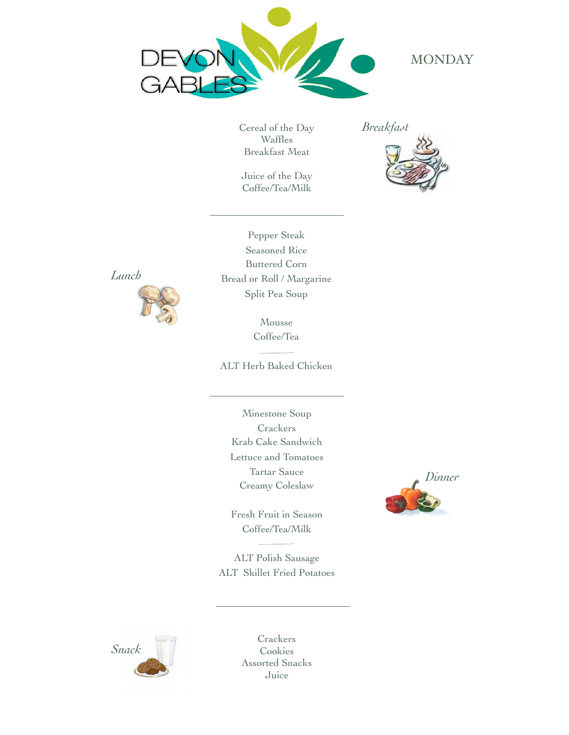DEVON GABLES

# MONDAY

## *Breakfast*

Cereal of the Day
Waffles
Breakfast Meat

Juice of the Day
Coffee/Tea/Milk

---

## *Lunch*

Pepper Steak
Seasoned Rice
Buttered Corn
Bread or Roll / Margarine
Split Pea Soup

Mousse
Coffee/Tea

ALT Herb Baked Chicken

---

## *Dinner*

Minestone Soup
Crackers
Krab Cake Sandwich
Lettuce and Tomatoes
Tartar Sauce
Creamy Coleslaw

Fresh Fruit in Season
Coffee/Tea/Milk

ALT Polish Sausage
ALT Skillet Fried Potatoes

---

## *Snack*

Crackers
Cookies
Assorted Snacks
Juice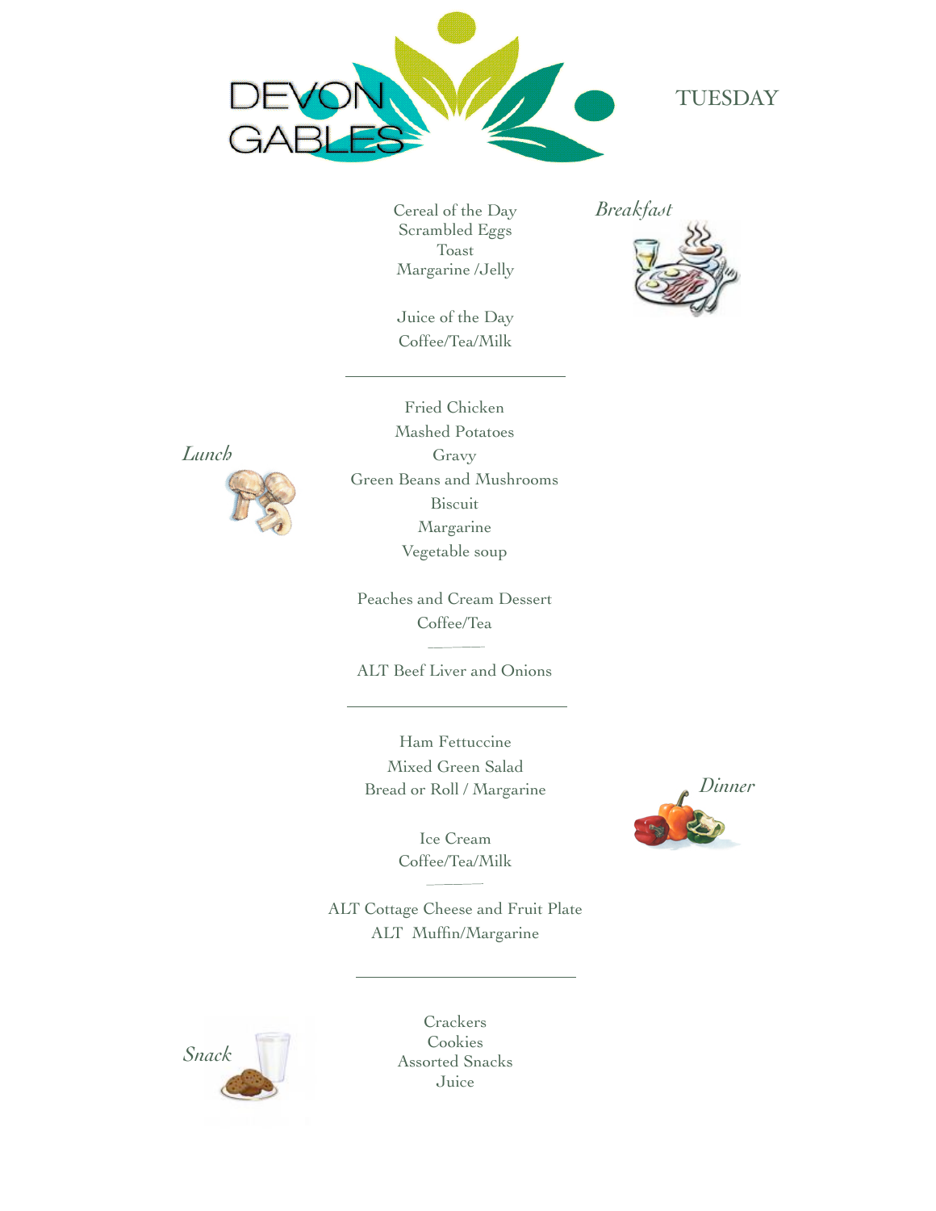# DEVON GABLES

## TUESDAY

### *Breakfast*

Cereal of the Day
Scrambled Eggs
Toast
Margarine /Jelly

Juice of the Day
Coffee/Tea/Milk

---

### *Lunch*

Fried Chicken
Mashed Potatoes
Gravy
Green Beans and Mushrooms
Biscuit
Margarine
Vegetable soup

Peaches and Cream Dessert
Coffee/Tea

ALT Beef Liver and Onions

---

### *Dinner*

Ham Fettuccine
Mixed Green Salad
Bread or Roll / Margarine

Ice Cream
Coffee/Tea/Milk

ALT Cottage Cheese and Fruit Plate
ALT Muffin/Margarine

---

### *Snack*

Crackers
Cookies
Assorted Snacks
Juice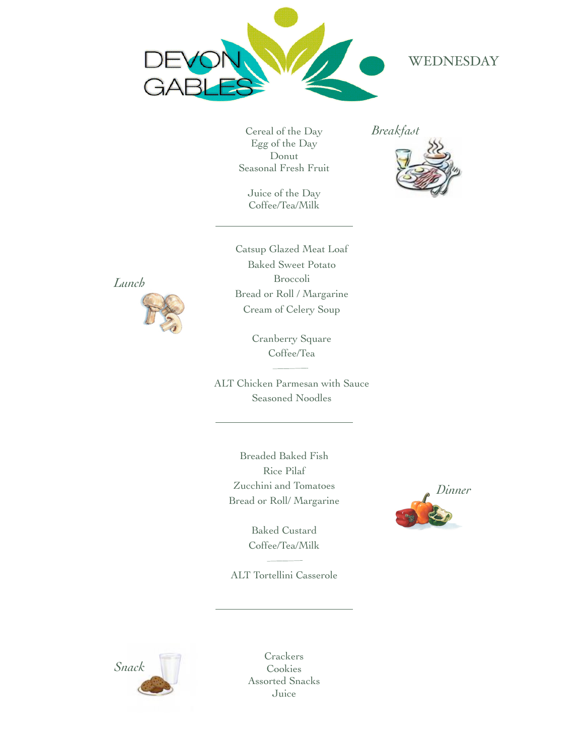# DEVON GABLES

## WEDNESDAY

### *Breakfast*

Cereal of the Day
Egg of the Day
Donut
Seasonal Fresh Fruit

Juice of the Day
Coffee/Tea/Milk

---

### *Lunch*

Catsup Glazed Meat Loaf
Baked Sweet Potato
Broccoli
Bread or Roll / Margarine
Cream of Celery Soup

Cranberry Square
Coffee/Tea

ALT Chicken Parmesan with Sauce
Seasoned Noodles

---

### *Dinner*

Breaded Baked Fish
Rice Pilaf
Zucchini and Tomatoes
Bread or Roll/ Margarine

Baked Custard
Coffee/Tea/Milk

ALT Tortellini Casserole

---

### *Snack*

Crackers
Cookies
Assorted Snacks
Juice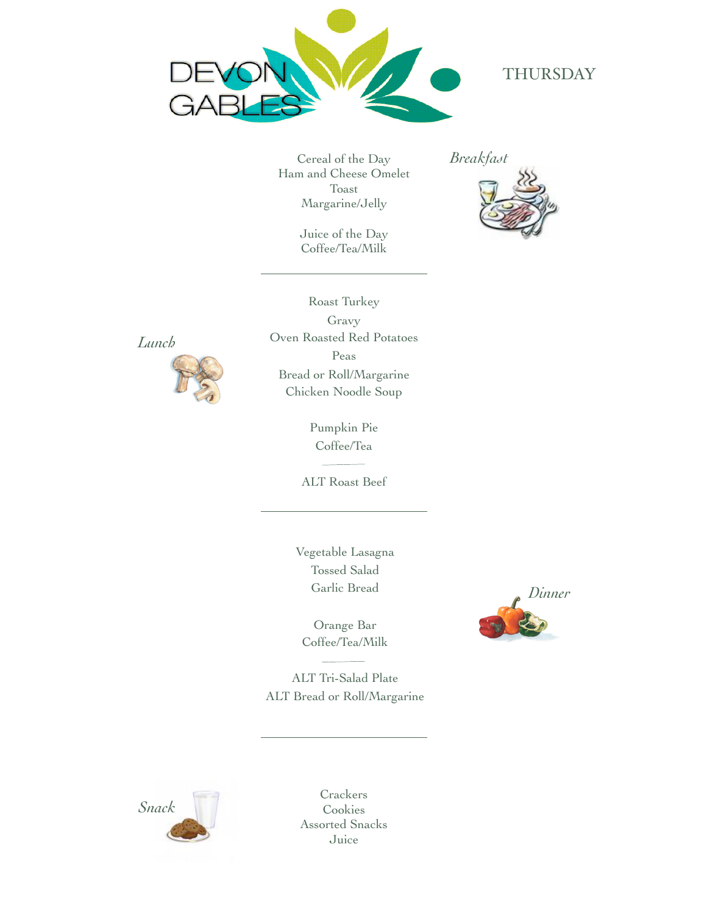DEVON GABLES

# THURSDAY

## *Breakfast*

Cereal of the Day
Ham and Cheese Omelet
Toast
Margarine/Jelly

Juice of the Day
Coffee/Tea/Milk

---

## *Lunch*

Roast Turkey
Gravy
Oven Roasted Red Potatoes
Peas
Bread or Roll/Margarine
Chicken Noodle Soup

Pumpkin Pie
Coffee/Tea

ALT Roast Beef

---

## *Dinner*

Vegetable Lasagna
Tossed Salad
Garlic Bread

Orange Bar
Coffee/Tea/Milk

ALT Tri-Salad Plate
ALT Bread or Roll/Margarine

---

## *Snack*

Crackers
Cookies
Assorted Snacks
Juice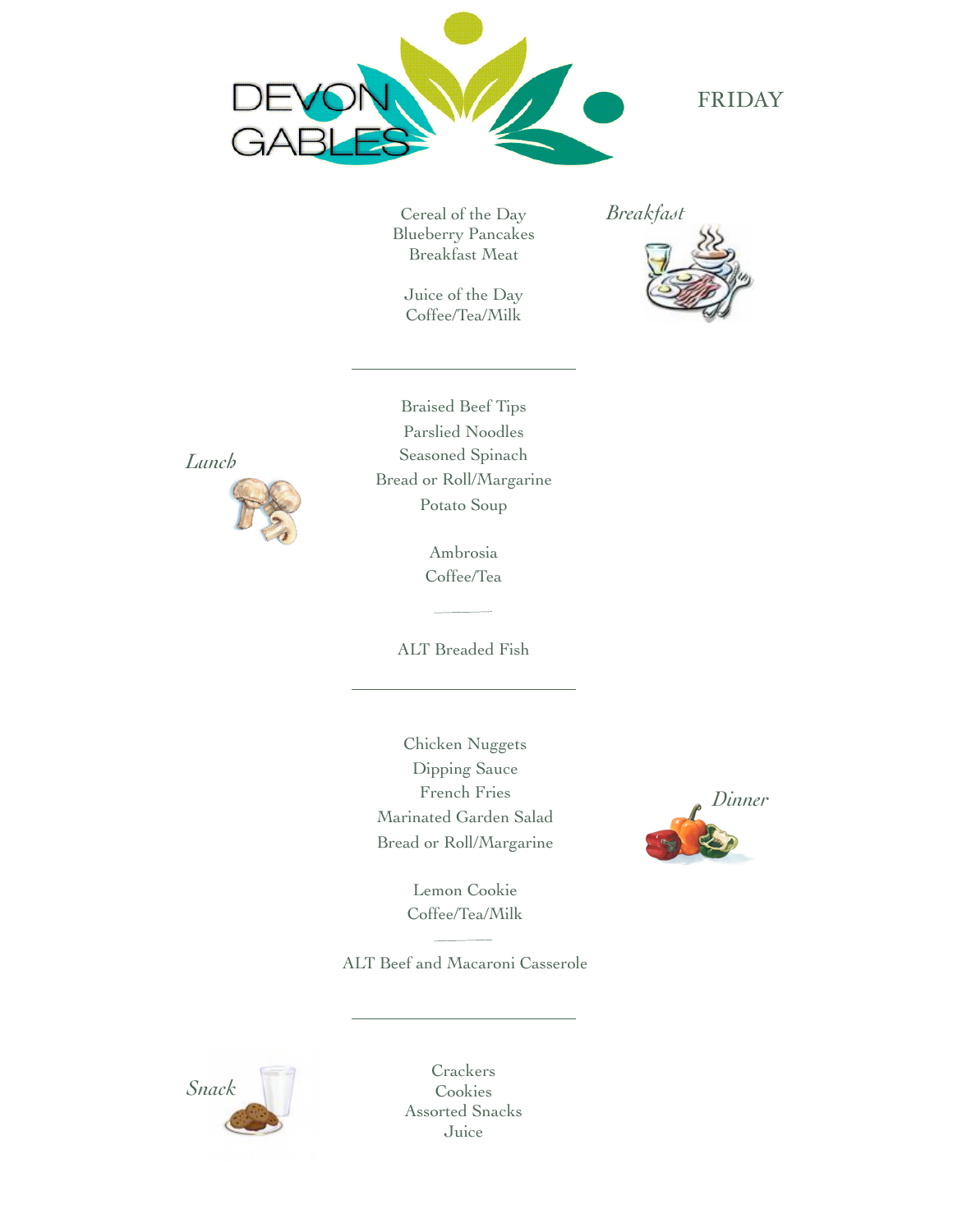# DEVON GABLES

## FRIDAY

### *Breakfast*

Cereal of the Day
Blueberry Pancakes
Breakfast Meat

Juice of the Day
Coffee/Tea/Milk

---

### *Lunch*

Braised Beef Tips
Parslied Noodles
Seasoned Spinach
Bread or Roll/Margarine
Potato Soup

Ambrosia
Coffee/Tea

ALT Breaded Fish

---

### *Dinner*

Chicken Nuggets
Dipping Sauce
French Fries
Marinated Garden Salad
Bread or Roll/Margarine

Lemon Cookie
Coffee/Tea/Milk

ALT Beef and Macaroni Casserole

---

### *Snack*

Crackers
Cookies
Assorted Snacks
Juice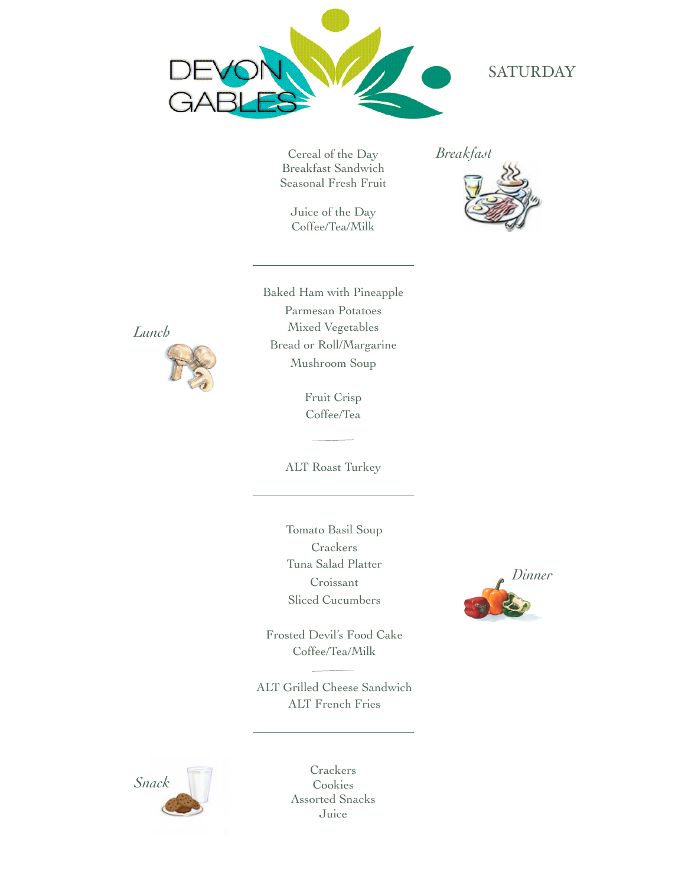DEVON GABLES

# SATURDAY

## *Breakfast*

Cereal of the Day
Breakfast Sandwich
Seasonal Fresh Fruit

Juice of the Day
Coffee/Tea/Milk

---

## *Lunch*

Baked Ham with Pineapple
Parmesan Potatoes
Mixed Vegetables
Bread or Roll/Margarine
Mushroom Soup

Fruit Crisp
Coffee/Tea

ALT Roast Turkey

---

## *Dinner*

Tomato Basil Soup
Crackers
Tuna Salad Platter
Croissant
Sliced Cucumbers

Frosted Devil's Food Cake
Coffee/Tea/Milk

ALT Grilled Cheese Sandwich
ALT French Fries

---

## *Snack*

Crackers
Cookies
Assorted Snacks
Juice